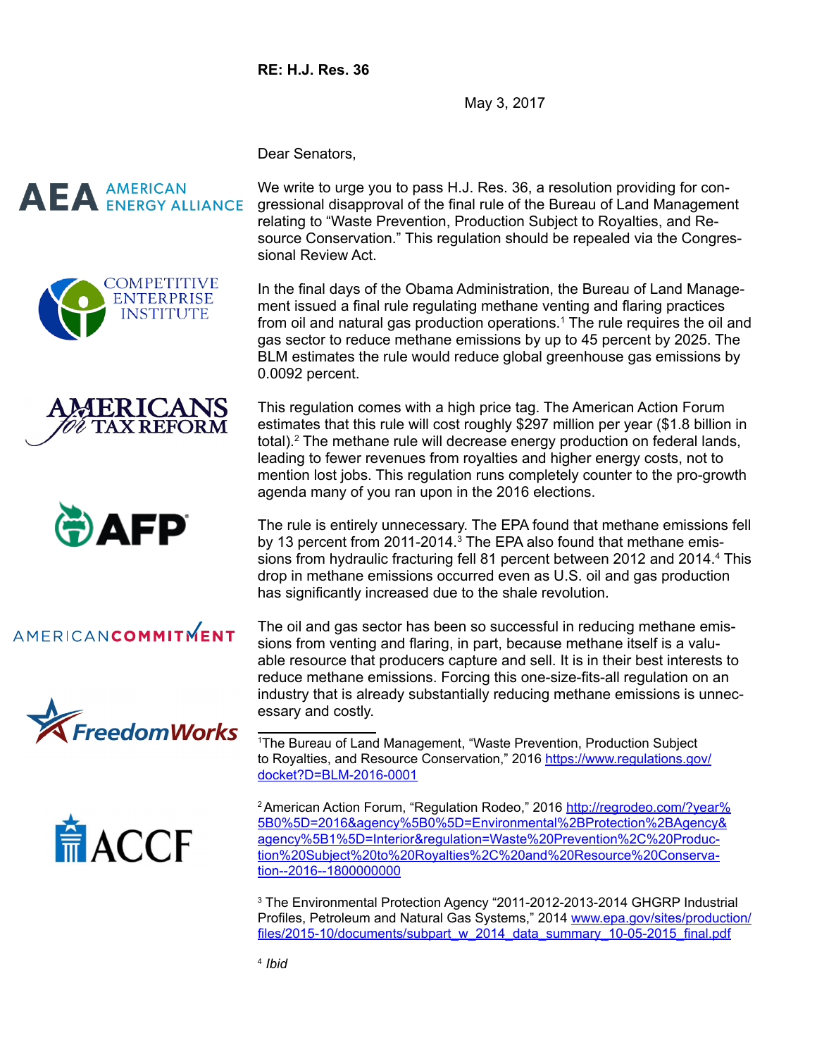**RE: H.J. Res. 36**

May 3, 2017

AMERICAN ENERGY ALLIANCE

COMPETITIVE ENTERPRISE INSTITUTE

AMERICANS for TAX REFORM

AFP

AMERICAN COMMITMENT

FreedomWorks

ACCF

Dear Senators,

We write to urge you to pass H.J. Res. 36, a resolution providing for congressional disapproval of the final rule of the Bureau of Land Management relating to "Waste Prevention, Production Subject to Royalties, and Resource Conservation." This regulation should be repealed via the Congressional Review Act.

In the final days of the Obama Administration, the Bureau of Land Management issued a final rule regulating methane venting and flaring practices from oil and natural gas production operations.[1] The rule requires the oil and gas sector to reduce methane emissions by up to 45 percent by 2025. The BLM estimates the rule would reduce global greenhouse gas emissions by 0.0092 percent.

This regulation comes with a high price tag. The American Action Forum estimates that this rule will cost roughly $297 million per year ($1.8 billion in total).[2] The methane rule will decrease energy production on federal lands, leading to fewer revenues from royalties and higher energy costs, not to mention lost jobs. This regulation runs completely counter to the pro-growth agenda many of you ran upon in the 2016 elections.

The rule is entirely unnecessary. The EPA found that methane emissions fell by 13 percent from 2011-2014.[3] The EPA also found that methane emissions from hydraulic fracturing fell 81 percent between 2012 and 2014.[4] This drop in methane emissions occurred even as U.S. oil and gas production has significantly increased due to the shale revolution.

The oil and gas sector has been so successful in reducing methane emissions from venting and flaring, in part, because methane itself is a valuable resource that producers capture and sell. It is in their best interests to reduce methane emissions. Forcing this one-size-fits-all regulation on an industry that is already substantially reducing methane emissions is unnecessary and costly.

---

[1] The Bureau of Land Management, "Waste Prevention, Production Subject to Royalties, and Resource Conservation," 2016 https://www.regulations.gov/docket?D=BLM-2016-0001

[2] American Action Forum, "Regulation Rodeo," 2016 http://regrodeo.com/?year%5B0%5D=2016&agency%5B0%5D=Environmental%2BProtection%2BAgency&agency%5B1%5D=Interior&regulation=Waste%20Prevention%2C%20Production%20Subject%20to%20Royalties%2C%20and%20Resource%20Conservation--2016--1800000000

[3] The Environmental Protection Agency "2011-2012-2013-2014 GHGRP Industrial Profiles, Petroleum and Natural Gas Systems," 2014 www.epa.gov/sites/production/files/2015-10/documents/subpart_w_2014_data_summary_10-05-2015_final.pdf

[4] *Ibid*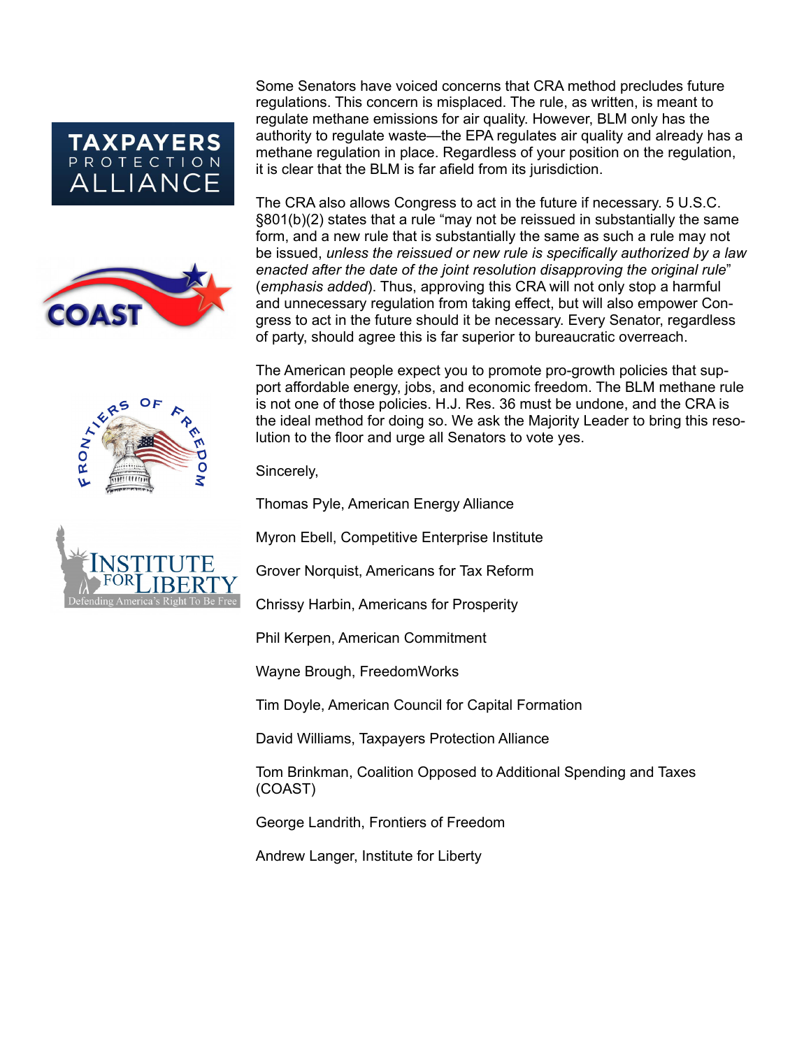Some Senators have voiced concerns that CRA method precludes future regulations. This concern is misplaced. The rule, as written, is meant to regulate methane emissions for air quality. However, BLM only has the authority to regulate waste—the EPA regulates air quality and already has a methane regulation in place. Regardless of your position on the regulation, it is clear that the BLM is far afield from its jurisdiction.

The CRA also allows Congress to act in the future if necessary. 5 U.S.C. §801(b)(2) states that a rule "may not be reissued in substantially the same form, and a new rule that is substantially the same as such a rule may not be issued, *unless the reissued or new rule is specifically authorized by a law enacted after the date of the joint resolution disapproving the original rule*" (*emphasis added*). Thus, approving this CRA will not only stop a harmful and unnecessary regulation from taking effect, but will also empower Congress to act in the future should it be necessary. Every Senator, regardless of party, should agree this is far superior to bureaucratic overreach.

The American people expect you to promote pro-growth policies that support affordable energy, jobs, and economic freedom. The BLM methane rule is not one of those policies. H.J. Res. 36 must be undone, and the CRA is the ideal method for doing so. We ask the Majority Leader to bring this resolution to the floor and urge all Senators to vote yes.

Sincerely,

Thomas Pyle, American Energy Alliance

Myron Ebell, Competitive Enterprise Institute

Grover Norquist, Americans for Tax Reform

Chrissy Harbin, Americans for Prosperity

Phil Kerpen, American Commitment

Wayne Brough, FreedomWorks

Tim Doyle, American Council for Capital Formation

David Williams, Taxpayers Protection Alliance

Tom Brinkman, Coalition Opposed to Additional Spending and Taxes (COAST)

George Landrith, Frontiers of Freedom

Andrew Langer, Institute for Liberty